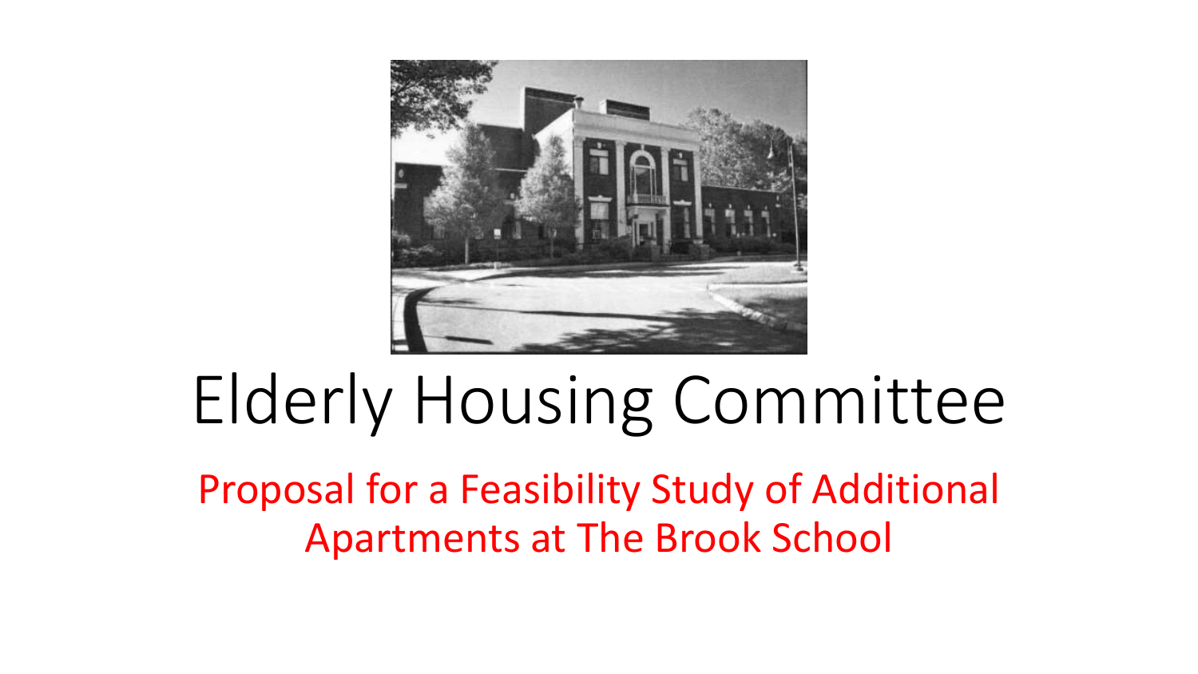# Elderly Housing Committee

## Proposal for a Feasibility Study of Additional Apartments at The Brook School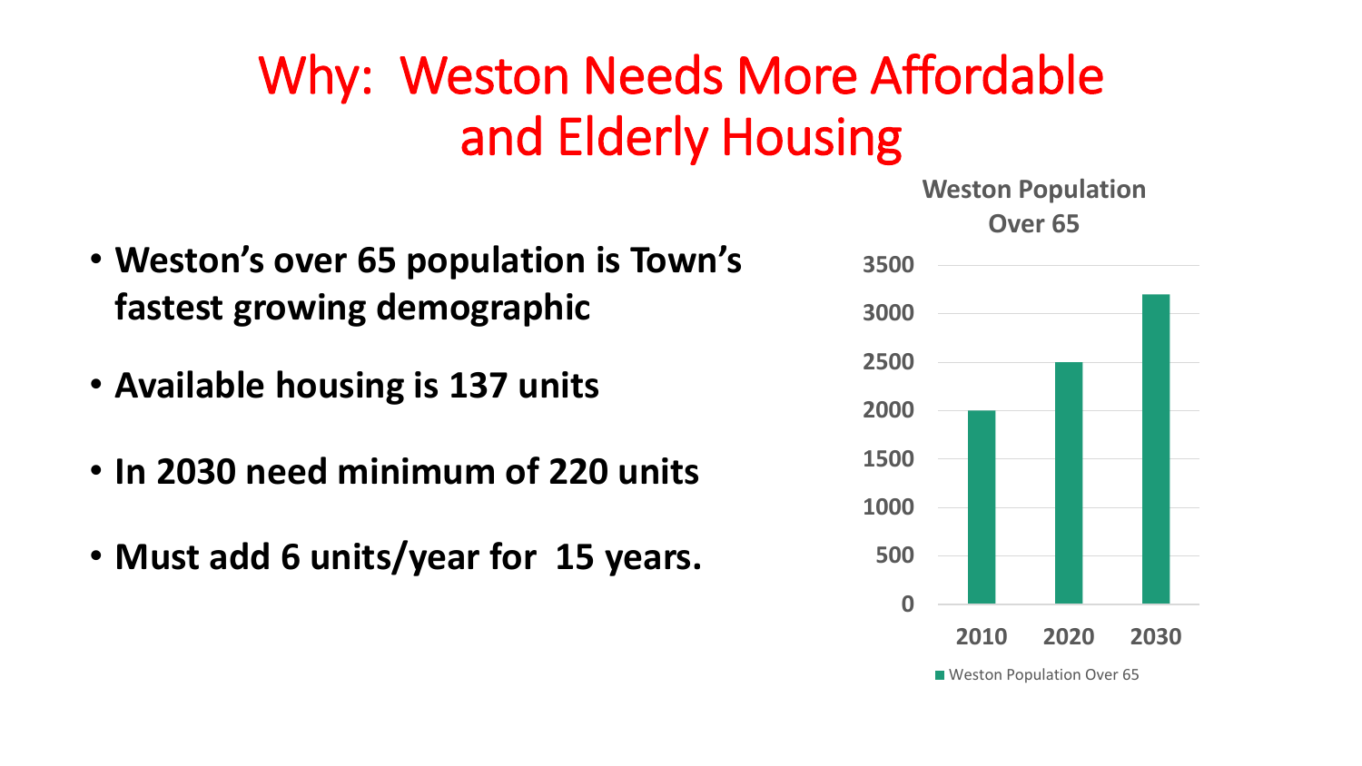# Why: Weston Needs More Affordable and Elderly Housing

- **Weston's over 65 population is Town's fastest growing demographic**
- **Available housing is 137 units**
- **In 2030 need minimum of 220 units**
- **Must add 6 units/year for 15 years.**

**Weston Population Over 65**

| Year | Weston Population Over 65 |
|---|---|
| 2010 | 2000 |
| 2020 | 2500 |
| 2030 | 3200 |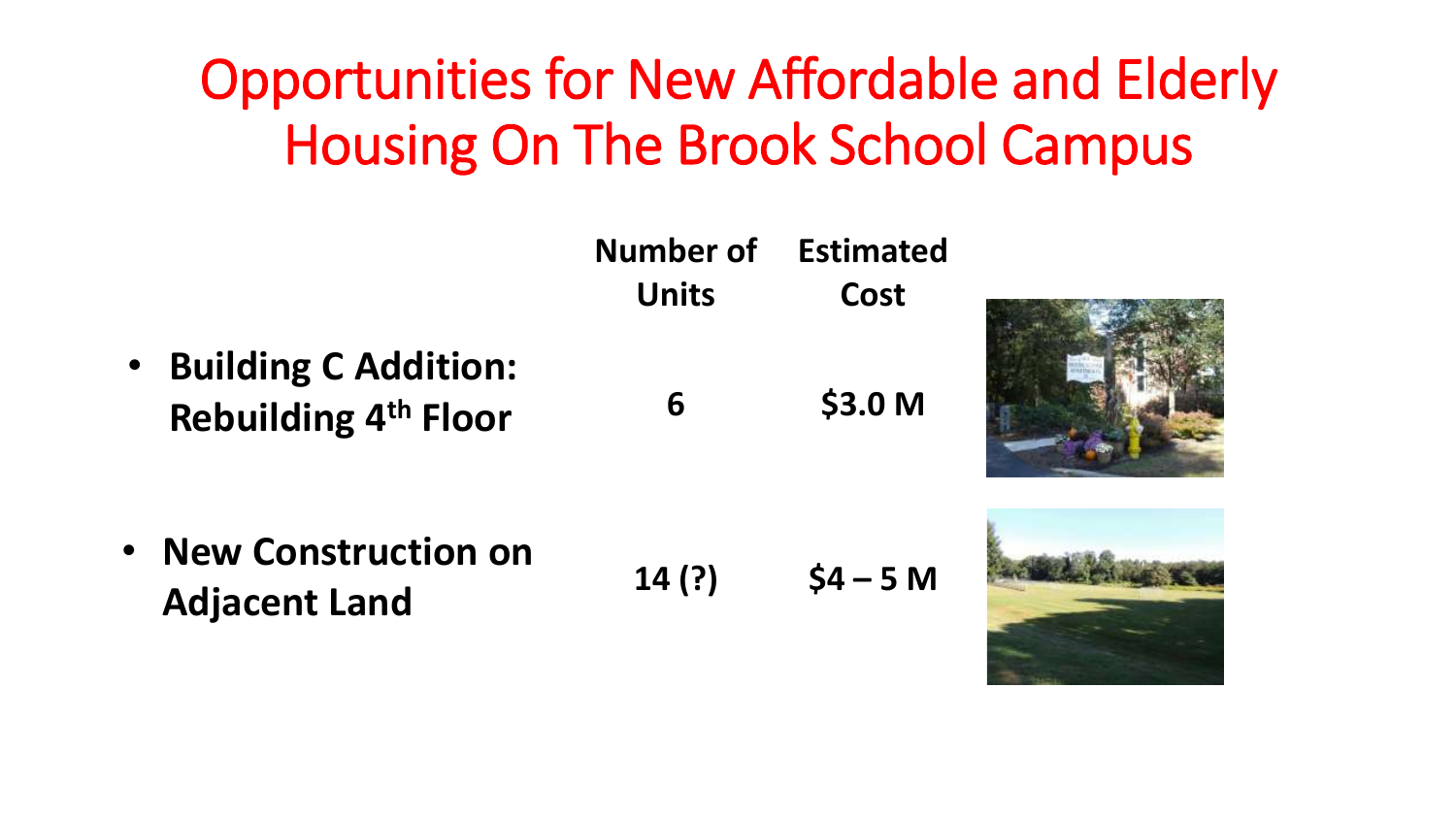# Opportunities for New Affordable and Elderly Housing On The Brook School Campus

| | Number of Units | Estimated Cost |
|---|---|---|
| **Building C Addition: Rebuilding 4th Floor** | 6 | $3.0 M |
| **New Construction on Adjacent Land** | 14 (?) | $4 – 5 M |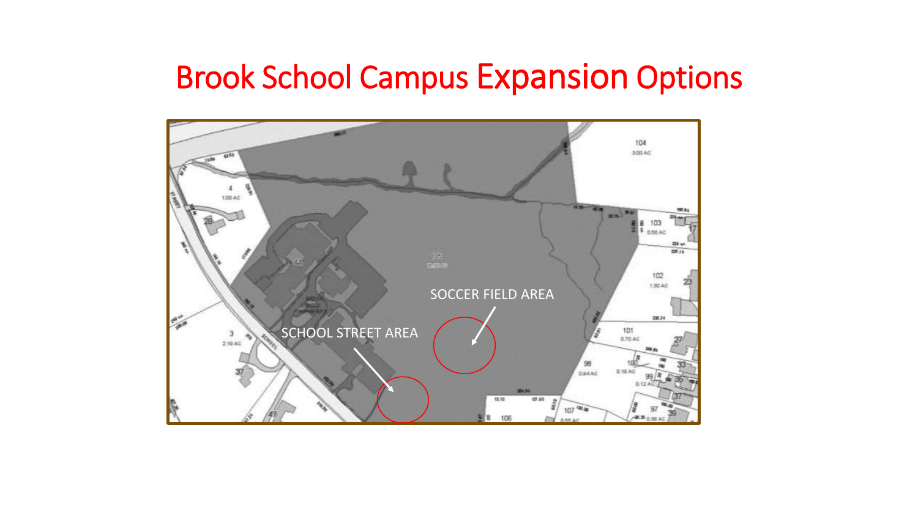# Brook School Campus Expansion Options

SOCCER FIELD AREA

SCHOOL STREET AREA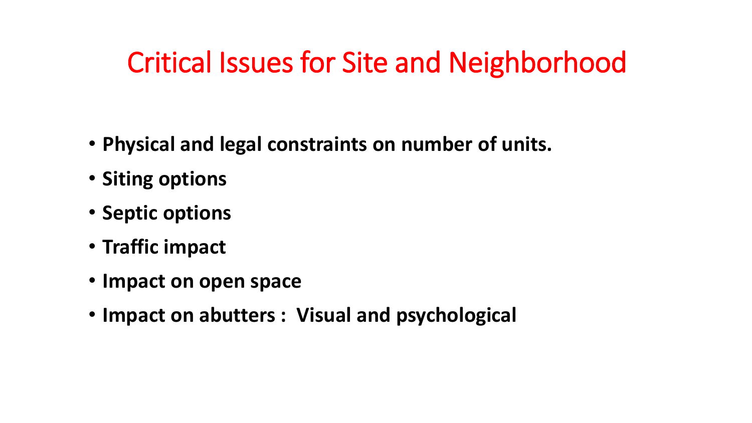# Critical Issues for Site and Neighborhood

- **Physical and legal constraints on number of units.**
- **Siting options**
- **Septic options**
- **Traffic impact**
- **Impact on open space**
- **Impact on abutters : Visual and psychological**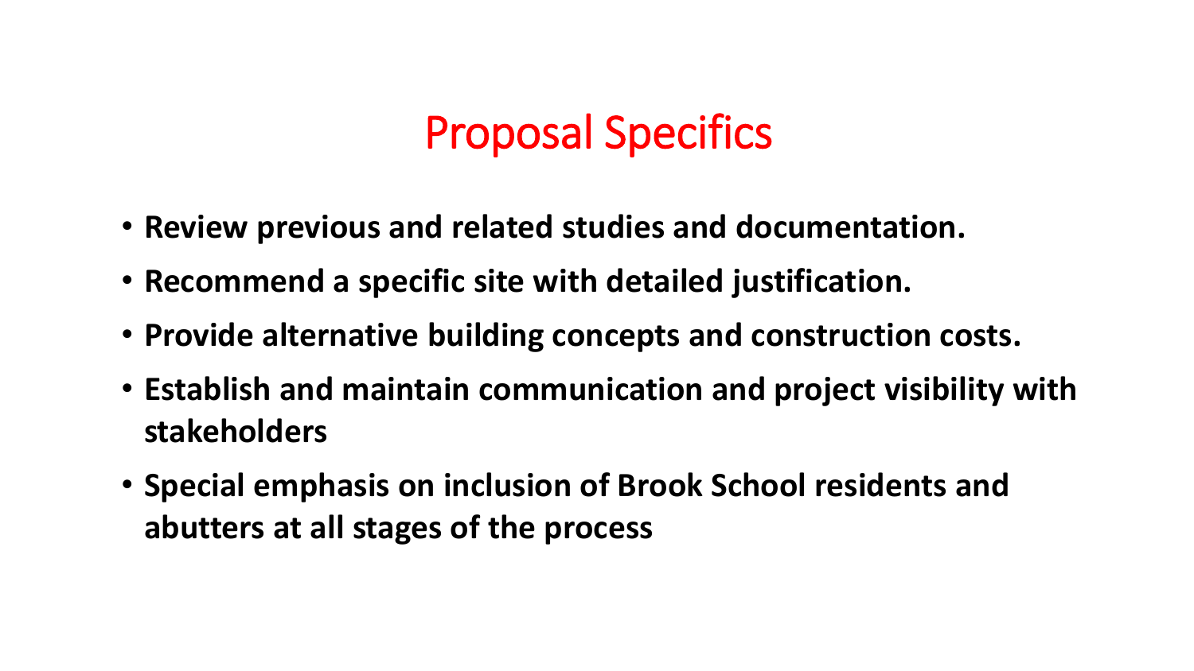# Proposal Specifics

- **Review previous and related studies and documentation.**
- **Recommend a specific site with detailed justification.**
- **Provide alternative building concepts and construction costs.**
- **Establish and maintain communication and project visibility with stakeholders**
- **Special emphasis on inclusion of Brook School residents and abutters at all stages of the process**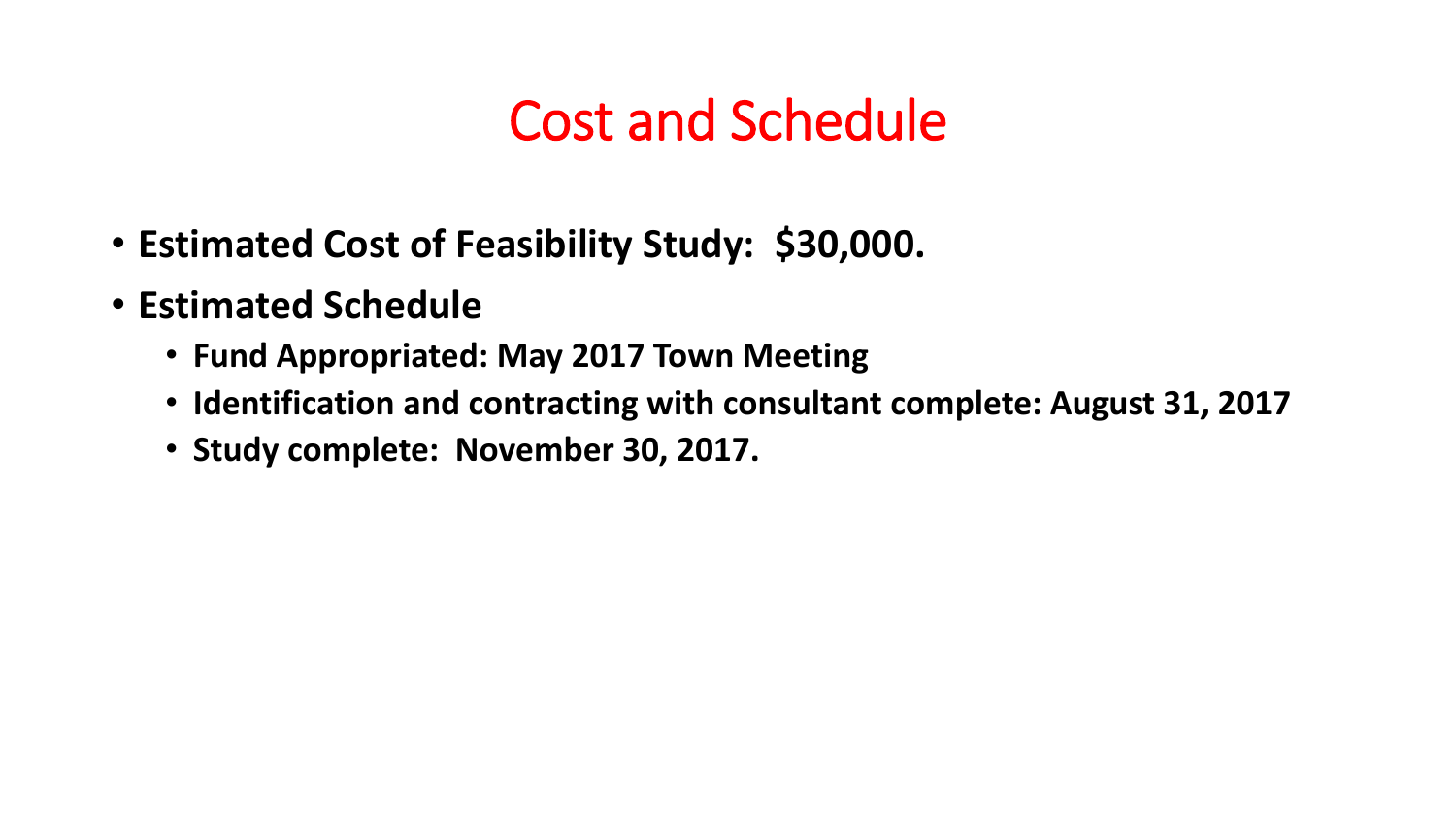# Cost and Schedule

- **Estimated Cost of Feasibility Study: $30,000.**
- **Estimated Schedule**
  - **Fund Appropriated: May 2017 Town Meeting**
  - **Identification and contracting with consultant complete: August 31, 2017**
  - **Study complete: November 30, 2017.**